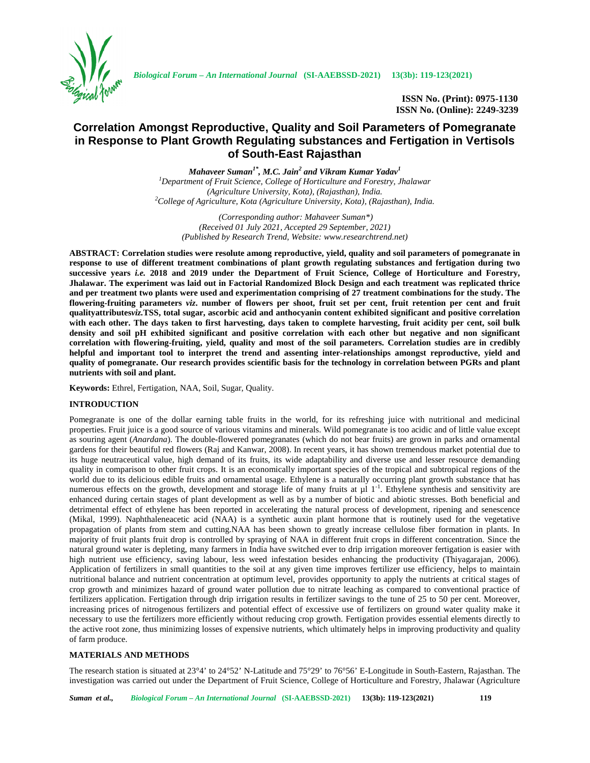ISSN No. (Print): 0975-1130
ISSN No. (Online): 2249-3239

# Correlation Amongst Reproductive, Quality and Soil Parameters of Pomegranate in Response to Plant Growth Regulating substances and Fertigation in Vertisols of South-East Rajasthan

***Mahaveer Suman[1*], M.C. Jain[2] and Vikram Kumar Yadav[1]***

*[1]Department of Fruit Science, College of Horticulture and Forestry, Jhalawar (Agriculture University, Kota), (Rajasthan), India.*
*[2]College of Agriculture, Kota (Agriculture University, Kota), (Rajasthan), India.*

*(Corresponding author: Mahaveer Suman\*)*
*(Received 01 July 2021, Accepted 29 September, 2021)*
*(Published by Research Trend, Website: www.researchtrend.net)*

**ABSTRACT: Correlation studies were resolute among reproductive, yield, quality and soil parameters of pomegranate in response to use of different treatment combinations of plant growth regulating substances and fertigation during two successive years *i.e.* 2018 and 2019 under the Department of Fruit Science, College of Horticulture and Forestry, Jhalawar. The experiment was laid out in Factorial Randomized Block Design and each treatment was replicated thrice and per treatment two plants were used and experimentation comprising of 27 treatment combinations for the study. The flowering-fruiting parameters *viz*. number of flowers per shoot, fruit set per cent, fruit retention per cent and fruit qualityattributes*viz.*TSS, total sugar, ascorbic acid and anthocyanin content exhibited significant and positive correlation with each other. The days taken to first harvesting, days taken to complete harvesting, fruit acidity per cent, soil bulk density and soil pH exhibited significant and positive correlation with each other but negative and non significant correlation with flowering-fruiting, yield, quality and most of the soil parameters. Correlation studies are in credibly helpful and important tool to interpret the trend and assenting inter-relationships amongst reproductive, yield and quality of pomegranate. Our research provides scientific basis for the technology in correlation between PGRs and plant nutrients with soil and plant.**

**Keywords:** Ethrel, Fertigation, NAA, Soil, Sugar, Quality.

## INTRODUCTION

Pomegranate is one of the dollar earning table fruits in the world, for its refreshing juice with nutritional and medicinal properties. Fruit juice is a good source of various vitamins and minerals. Wild pomegranate is too acidic and of little value except as souring agent (*Anardana*). The double-flowered pomegranates (which do not bear fruits) are grown in parks and ornamental gardens for their beautiful red flowers (Raj and Kanwar, 2008). In recent years, it has shown tremendous market potential due to its huge neutraceutical value, high demand of its fruits, its wide adaptability and diverse use and lesser resource demanding quality in comparison to other fruit crops. It is an economically important species of the tropical and subtropical regions of the world due to its delicious edible fruits and ornamental usage. Ethylene is a naturally occurring plant growth substance that has numerous effects on the growth, development and storage life of many fruits at µl $1^{-1}$. Ethylene synthesis and sensitivity are enhanced during certain stages of plant development as well as by a number of biotic and abiotic stresses. Both beneficial and detrimental effect of ethylene has been reported in accelerating the natural process of development, ripening and senescence (Mikal, 1999). Naphthaleneacetic acid (NAA) is a synthetic auxin plant hormone that is routinely used for the vegetative propagation of plants from stem and cutting.NAA has been shown to greatly increase cellulose fiber formation in plants. In majority of fruit plants fruit drop is controlled by spraying of NAA in different fruit crops in different concentration. Since the natural ground water is depleting, many farmers in India have switched ever to drip irrigation moreover fertigation is easier with high nutrient use efficiency, saving labour, less weed infestation besides enhancing the productivity (Thiyagarajan, 2006). Application of fertilizers in small quantities to the soil at any given time improves fertilizer use efficiency, helps to maintain nutritional balance and nutrient concentration at optimum level, provides opportunity to apply the nutrients at critical stages of crop growth and minimizes hazard of ground water pollution due to nitrate leaching as compared to conventional practice of fertilizers application. Fertigation through drip irrigation results in fertilizer savings to the tune of 25 to 50 per cent. Moreover, increasing prices of nitrogenous fertilizers and potential effect of excessive use of fertilizers on ground water quality make it necessary to use the fertilizers more efficiently without reducing crop growth. Fertigation provides essential elements directly to the active root zone, thus minimizing losses of expensive nutrients, which ultimately helps in improving productivity and quality of farm produce.

## MATERIALS AND METHODS

The research station is situated at 23°4' to 24°52' N-Latitude and 75°29' to 76°56' E-Longitude in South-Eastern, Rajasthan. The investigation was carried out under the Department of Fruit Science, College of Horticulture and Forestry, Jhalawar (Agriculture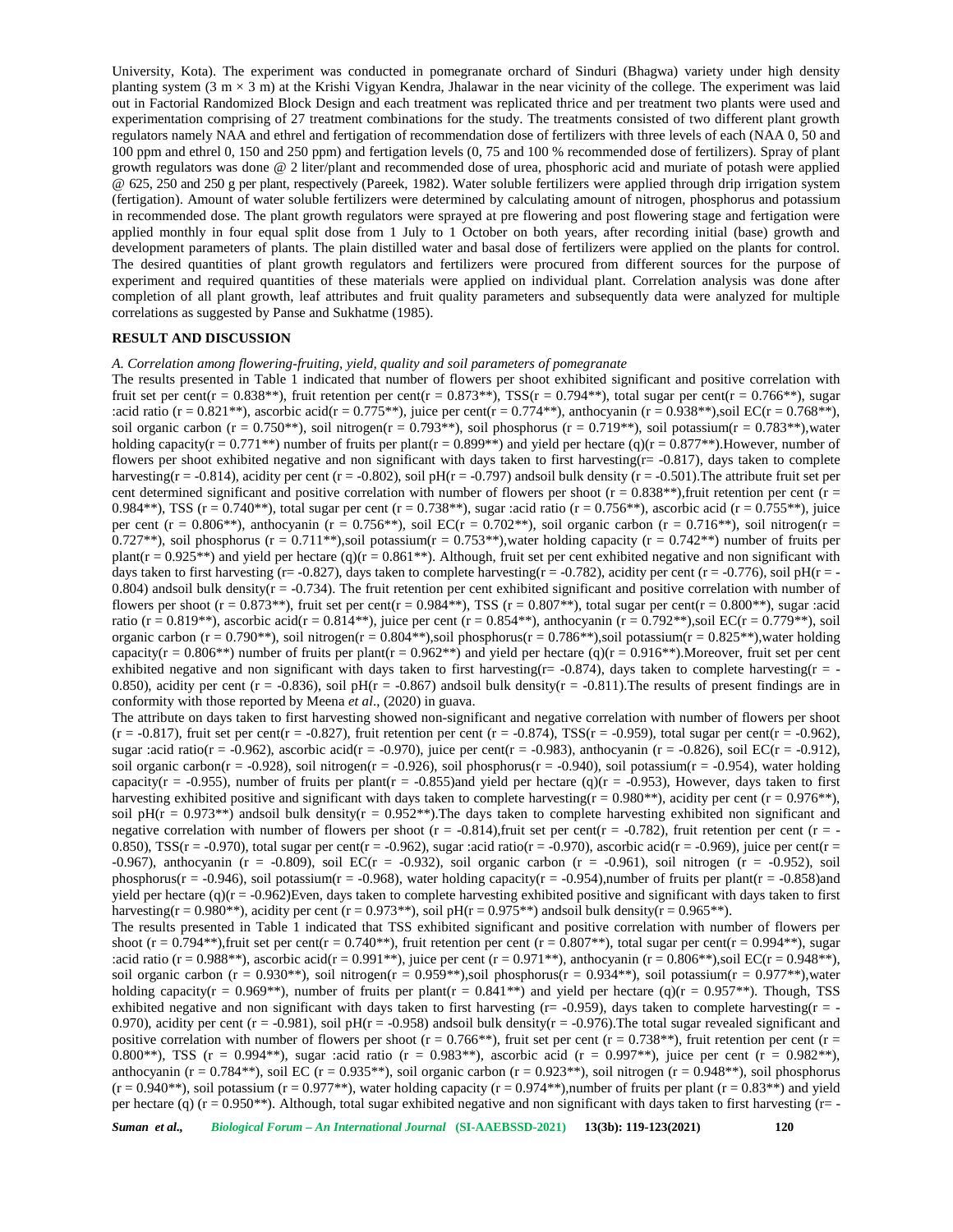University, Kota). The experiment was conducted in pomegranate orchard of Sinduri (Bhagwa) variety under high density planting system (3 m × 3 m) at the Krishi Vigyan Kendra, Jhalawar in the near vicinity of the college. The experiment was laid out in Factorial Randomized Block Design and each treatment was replicated thrice and per treatment two plants were used and experimentation comprising of 27 treatment combinations for the study. The treatments consisted of two different plant growth regulators namely NAA and ethrel and fertigation of recommendation dose of fertilizers with three levels of each (NAA 0, 50 and 100 ppm and ethrel 0, 150 and 250 ppm) and fertigation levels (0, 75 and 100 % recommended dose of fertilizers). Spray of plant growth regulators was done @ 2 liter/plant and recommended dose of urea, phosphoric acid and muriate of potash were applied @ 625, 250 and 250 g per plant, respectively (Pareek, 1982). Water soluble fertilizers were applied through drip irrigation system (fertigation). Amount of water soluble fertilizers were determined by calculating amount of nitrogen, phosphorus and potassium in recommended dose. The plant growth regulators were sprayed at pre flowering and post flowering stage and fertigation were applied monthly in four equal split dose from 1 July to 1 October on both years, after recording initial (base) growth and development parameters of plants. The plain distilled water and basal dose of fertilizers were applied on the plants for control. The desired quantities of plant growth regulators and fertilizers were procured from different sources for the purpose of experiment and required quantities of these materials were applied on individual plant. Correlation analysis was done after completion of all plant growth, leaf attributes and fruit quality parameters and subsequently data were analyzed for multiple correlations as suggested by Panse and Sukhatme (1985).

## RESULT AND DISCUSSION

*A. Correlation among flowering-fruiting, yield, quality and soil parameters of pomegranate*

The results presented in Table 1 indicated that number of flowers per shoot exhibited significant and positive correlation with fruit set per cent(r = 0.838**), fruit retention per cent(r = 0.873**), TSS(r = 0.794**), total sugar per cent(r = 0.766**), sugar :acid ratio (r = 0.821**), ascorbic acid(r = 0.775**), juice per cent(r = 0.774**), anthocyanin (r = 0.938**),soil EC(r = 0.768**), soil organic carbon (r = 0.750**), soil nitrogen(r = 0.793**), soil phosphorus (r = 0.719**), soil potassium(r = 0.783**),water holding capacity(r = 0.771**) number of fruits per plant(r = 0.899**) and yield per hectare (q)(r = 0.877**).However, number of flowers per shoot exhibited negative and non significant with days taken to first harvesting(r= -0.817), days taken to complete harvesting(r = -0.814), acidity per cent (r = -0.802), soil pH(r = -0.797) andsoil bulk density (r = -0.501).The attribute fruit set per cent determined significant and positive correlation with number of flowers per shoot (r = 0.838**),fruit retention per cent (r = 0.984**), TSS (r = 0.740**), total sugar per cent (r = 0.738**), sugar :acid ratio (r = 0.756**), ascorbic acid (r = 0.755**), juice per cent (r = 0.806**), anthocyanin (r = 0.756**), soil EC(r = 0.702**), soil organic carbon (r = 0.716**), soil nitrogen(r = 0.727**), soil phosphorus (r = 0.711**),soil potassium(r = 0.753**),water holding capacity (r = 0.742**) number of fruits per plant(r = 0.925**) and yield per hectare (q)(r = 0.861**). Although, fruit set per cent exhibited negative and non significant with days taken to first harvesting (r= -0.827), days taken to complete harvesting(r = -0.782), acidity per cent (r = -0.776), soil pH(r = -0.804) andsoil bulk density(r = -0.734). The fruit retention per cent exhibited significant and positive correlation with number of flowers per shoot (r = 0.873**), fruit set per cent(r = 0.984**), TSS (r = 0.807**), total sugar per cent(r = 0.800**), sugar :acid ratio (r = 0.819**), ascorbic acid(r = 0.814**), juice per cent (r = 0.854**), anthocyanin (r = 0.792**),soil EC(r = 0.779**), soil organic carbon (r = 0.790**), soil nitrogen(r = 0.804**),soil phosphorus(r = 0.786**),soil potassium(r = 0.825**),water holding capacity(r = 0.806**) number of fruits per plant(r = 0.962**) and yield per hectare (q)(r = 0.916**).Moreover, fruit set per cent exhibited negative and non significant with days taken to first harvesting(r= -0.874), days taken to complete harvesting(r = -0.850), acidity per cent (r = -0.836), soil pH(r = -0.867) andsoil bulk density(r = -0.811).The results of present findings are in conformity with those reported by Meena *et al*., (2020) in guava.

The attribute on days taken to first harvesting showed non-significant and negative correlation with number of flowers per shoot (r = -0.817), fruit set per cent(r = -0.827), fruit retention per cent (r = -0.874), TSS(r = -0.959), total sugar per cent(r = -0.962), sugar :acid ratio(r = -0.962), ascorbic acid(r = -0.970), juice per cent(r = -0.983), anthocyanin (r = -0.826), soil EC(r = -0.912), soil organic carbon(r = -0.928), soil nitrogen(r = -0.926), soil phosphorus(r = -0.940), soil potassium(r = -0.954), water holding capacity(r = -0.955), number of fruits per plant(r = -0.855)and yield per hectare (q)(r = -0.953), However, days taken to first harvesting exhibited positive and significant with days taken to complete harvesting(r = 0.980**), acidity per cent (r = 0.976**), soil pH(r = 0.973**) andsoil bulk density(r = 0.952**).The days taken to complete harvesting exhibited non significant and negative correlation with number of flowers per shoot (r = -0.814),fruit set per cent(r = -0.782), fruit retention per cent (r = -0.850), TSS(r = -0.970), total sugar per cent(r = -0.962), sugar :acid ratio(r = -0.970), ascorbic acid(r = -0.969), juice per cent(r = -0.967), anthocyanin (r = -0.809), soil EC(r = -0.932), soil organic carbon (r = -0.961), soil nitrogen (r = -0.952), soil phosphorus(r = -0.946), soil potassium(r = -0.968), water holding capacity(r = -0.954),number of fruits per plant(r = -0.858)and yield per hectare (q)(r = -0.962)Even, days taken to complete harvesting exhibited positive and significant with days taken to first harvesting(r = 0.980**), acidity per cent (r = 0.973**), soil pH(r = 0.975**) andsoil bulk density(r = 0.965**).

The results presented in Table 1 indicated that TSS exhibited significant and positive correlation with number of flowers per shoot (r = 0.794**),fruit set per cent(r = 0.740**), fruit retention per cent (r = 0.807**), total sugar per cent(r = 0.994**), sugar :acid ratio (r = 0.988**), ascorbic acid(r = 0.991**), juice per cent (r = 0.971**), anthocyanin (r = 0.806**),soil EC(r = 0.948**), soil organic carbon (r = 0.930**), soil nitrogen(r = 0.959**),soil phosphorus(r = 0.934**), soil potassium(r = 0.977**),water holding capacity(r = 0.969**), number of fruits per plant(r = 0.841**) and yield per hectare (q)(r = 0.957**). Though, TSS exhibited negative and non significant with days taken to first harvesting (r= -0.959), days taken to complete harvesting(r = -0.970), acidity per cent (r = -0.981), soil pH(r = -0.958) andsoil bulk density(r = -0.976).The total sugar revealed significant and positive correlation with number of flowers per shoot (r = 0.766**), fruit set per cent (r = 0.738**), fruit retention per cent (r = 0.800**), TSS (r = 0.994**), sugar :acid ratio (r = 0.983**), ascorbic acid (r = 0.997**), juice per cent (r = 0.982**), anthocyanin (r = 0.784**), soil EC (r = 0.935**), soil organic carbon (r = 0.923**), soil nitrogen (r = 0.948**), soil phosphorus (r = 0.940**), soil potassium (r = 0.977**), water holding capacity (r = 0.974**),number of fruits per plant (r = 0.83**) and yield per hectare (q) (r = 0.950**). Although, total sugar exhibited negative and non significant with days taken to first harvesting (r= -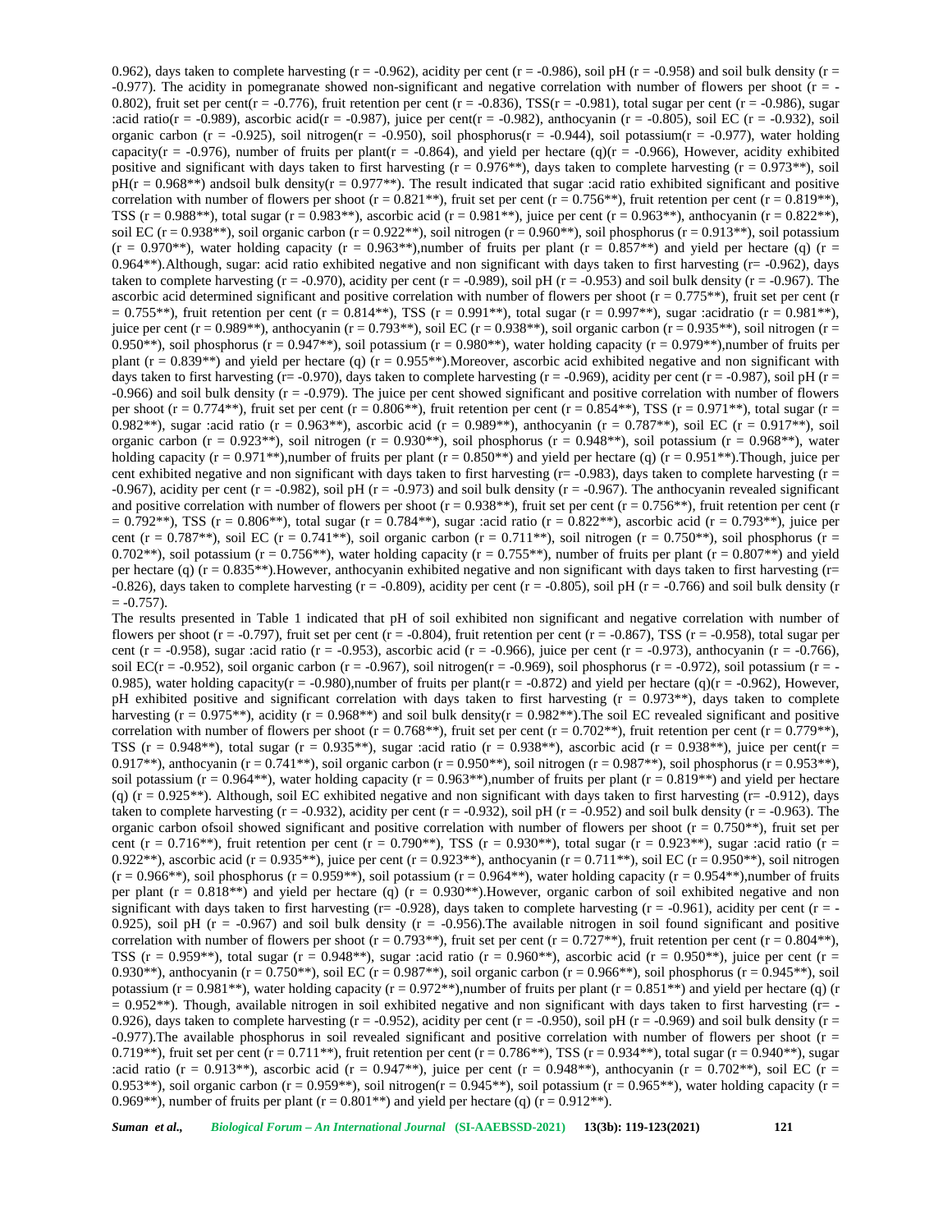0.962), days taken to complete harvesting (r = -0.962), acidity per cent (r = -0.986), soil pH (r = -0.958) and soil bulk density (r = -0.977). The acidity in pomegranate showed non-significant and negative correlation with number of flowers per shoot (r = -0.802), fruit set per cent(r = -0.776), fruit retention per cent (r = -0.836), TSS(r = -0.981), total sugar per cent (r = -0.986), sugar :acid ratio(r = -0.989), ascorbic acid(r = -0.987), juice per cent(r = -0.982), anthocyanin (r = -0.805), soil EC (r = -0.932), soil organic carbon (r = -0.925), soil nitrogen(r = -0.950), soil phosphorus(r = -0.944), soil potassium(r = -0.977), water holding capacity(r = -0.976), number of fruits per plant(r = -0.864), and yield per hectare (q)(r = -0.966), However, acidity exhibited positive and significant with days taken to first harvesting (r = 0.976**), days taken to complete harvesting (r = 0.973**), soil pH(r = 0.968**) andsoil bulk density(r = 0.977**). The result indicated that sugar :acid ratio exhibited significant and positive correlation with number of flowers per shoot (r = 0.821**), fruit set per cent (r = 0.756**), fruit retention per cent (r = 0.819**), TSS (r = 0.988**), total sugar (r = 0.983**), ascorbic acid (r = 0.981**), juice per cent (r = 0.963**), anthocyanin (r = 0.822**), soil EC (r = 0.938**), soil organic carbon (r = 0.922**), soil nitrogen (r = 0.960**), soil phosphorus (r = 0.913**), soil potassium (r = 0.970**), water holding capacity (r = 0.963**),number of fruits per plant (r = 0.857**) and yield per hectare (q) (r = 0.964**).Although, sugar: acid ratio exhibited negative and non significant with days taken to first harvesting (r= -0.962), days taken to complete harvesting (r = -0.970), acidity per cent (r = -0.989), soil pH (r = -0.953) and soil bulk density (r = -0.967). The ascorbic acid determined significant and positive correlation with number of flowers per shoot (r = 0.775**), fruit set per cent (r = 0.755**), fruit retention per cent (r = 0.814**), TSS (r = 0.991**), total sugar (r = 0.997**), sugar :acidratio (r = 0.981**), juice per cent (r = 0.989**), anthocyanin (r = 0.793**), soil EC (r = 0.938**), soil organic carbon (r = 0.935**), soil nitrogen (r = 0.950**), soil phosphorus (r = 0.947**), soil potassium (r = 0.980**), water holding capacity (r = 0.979**),number of fruits per plant (r = 0.839**) and yield per hectare (q) (r = 0.955**).Moreover, ascorbic acid exhibited negative and non significant with days taken to first harvesting (r= -0.970), days taken to complete harvesting (r = -0.969), acidity per cent (r = -0.987), soil pH (r = -0.966) and soil bulk density (r = -0.979). The juice per cent showed significant and positive correlation with number of flowers per shoot (r = 0.774**), fruit set per cent (r = 0.806**), fruit retention per cent (r = 0.854**), TSS (r = 0.971**), total sugar (r = 0.982**), sugar :acid ratio (r = 0.963**), ascorbic acid (r = 0.989**), anthocyanin (r = 0.787**), soil EC (r = 0.917**), soil organic carbon (r = 0.923**), soil nitrogen (r = 0.930**), soil phosphorus (r = 0.948**), soil potassium (r = 0.968**), water holding capacity (r = 0.971**),number of fruits per plant (r = 0.850**) and yield per hectare (q) (r = 0.951**).Though, juice per cent exhibited negative and non significant with days taken to first harvesting (r= -0.983), days taken to complete harvesting (r = -0.967), acidity per cent (r = -0.982), soil pH (r = -0.973) and soil bulk density (r = -0.967). The anthocyanin revealed significant and positive correlation with number of flowers per shoot (r = 0.938**), fruit set per cent (r = 0.756**), fruit retention per cent (r = 0.792**), TSS (r = 0.806**), total sugar (r = 0.784**), sugar :acid ratio (r = 0.822**), ascorbic acid (r = 0.793**), juice per cent (r = 0.787**), soil EC (r = 0.741**), soil organic carbon (r = 0.711**), soil nitrogen (r = 0.750**), soil phosphorus (r = 0.702**), soil potassium (r = 0.756**), water holding capacity (r = 0.755**), number of fruits per plant (r = 0.807**) and yield per hectare (q) (r = 0.835**).However, anthocyanin exhibited negative and non significant with days taken to first harvesting (r= -0.826), days taken to complete harvesting (r = -0.809), acidity per cent (r = -0.805), soil pH (r = -0.766) and soil bulk density (r = -0.757).

The results presented in Table 1 indicated that pH of soil exhibited non significant and negative correlation with number of flowers per shoot (r = -0.797), fruit set per cent (r = -0.804), fruit retention per cent (r = -0.867), TSS (r = -0.958), total sugar per cent (r = -0.958), sugar :acid ratio (r = -0.953), ascorbic acid (r = -0.966), juice per cent (r = -0.973), anthocyanin (r = -0.766), soil EC(r = -0.952), soil organic carbon (r = -0.967), soil nitrogen(r = -0.969), soil phosphorus (r = -0.972), soil potassium (r = -0.985), water holding capacity(r = -0.980),number of fruits per plant(r = -0.872) and yield per hectare (q)(r = -0.962), However, pH exhibited positive and significant correlation with days taken to first harvesting (r = 0.973**), days taken to complete harvesting (r = 0.975**), acidity (r = 0.968**) and soil bulk density(r = 0.982**).The soil EC revealed significant and positive correlation with number of flowers per shoot (r = 0.768**), fruit set per cent (r = 0.702**), fruit retention per cent (r = 0.779**), TSS (r = 0.948**), total sugar (r = 0.935**), sugar :acid ratio (r = 0.938**), ascorbic acid (r = 0.938**), juice per cent(r = 0.917**), anthocyanin (r = 0.741**), soil organic carbon (r = 0.950**), soil nitrogen (r = 0.987**), soil phosphorus (r = 0.953**), soil potassium (r = 0.964**), water holding capacity (r = 0.963**),number of fruits per plant (r = 0.819**) and yield per hectare (q) (r = 0.925**). Although, soil EC exhibited negative and non significant with days taken to first harvesting (r= -0.912), days taken to complete harvesting (r = -0.932), acidity per cent (r = -0.932), soil pH (r = -0.952) and soil bulk density (r = -0.963). The organic carbon ofsoil showed significant and positive correlation with number of flowers per shoot (r = 0.750**), fruit set per cent (r = 0.716**), fruit retention per cent (r = 0.790**), TSS (r = 0.930**), total sugar (r = 0.923**), sugar :acid ratio (r = 0.922**), ascorbic acid (r = 0.935**), juice per cent (r = 0.923**), anthocyanin (r = 0.711**), soil EC (r = 0.950**), soil nitrogen (r = 0.966**), soil phosphorus (r = 0.959**), soil potassium (r = 0.964**), water holding capacity (r = 0.954**),number of fruits per plant (r = 0.818**) and yield per hectare (q) (r = 0.930**).However, organic carbon of soil exhibited negative and non significant with days taken to first harvesting (r= -0.928), days taken to complete harvesting (r = -0.961), acidity per cent (r = -0.925), soil pH (r = -0.967) and soil bulk density (r = -0.956).The available nitrogen in soil found significant and positive correlation with number of flowers per shoot (r = 0.793**), fruit set per cent (r = 0.727**), fruit retention per cent (r = 0.804**), TSS (r = 0.959**), total sugar (r = 0.948**), sugar :acid ratio (r = 0.960**), ascorbic acid (r = 0.950**), juice per cent (r = 0.930**), anthocyanin (r = 0.750**), soil EC (r = 0.987**), soil organic carbon (r = 0.966**), soil phosphorus (r = 0.945**), soil potassium (r = 0.981**), water holding capacity (r = 0.972**),number of fruits per plant (r = 0.851**) and yield per hectare (q) (r = 0.952**). Though, available nitrogen in soil exhibited negative and non significant with days taken to first harvesting (r= -0.926), days taken to complete harvesting (r = -0.952), acidity per cent (r = -0.950), soil pH (r = -0.969) and soil bulk density (r = -0.977).The available phosphorus in soil revealed significant and positive correlation with number of flowers per shoot (r = 0.719**), fruit set per cent (r = 0.711**), fruit retention per cent (r = 0.786**), TSS (r = 0.934**), total sugar (r = 0.940**), sugar :acid ratio (r = 0.913**), ascorbic acid (r = 0.947**), juice per cent (r = 0.948**), anthocyanin (r = 0.702**), soil EC (r = 0.953**), soil organic carbon (r = 0.959**), soil nitrogen(r = 0.945**), soil potassium (r = 0.965**), water holding capacity (r = 0.969**), number of fruits per plant (r = 0.801**) and yield per hectare (q) (r = 0.912**).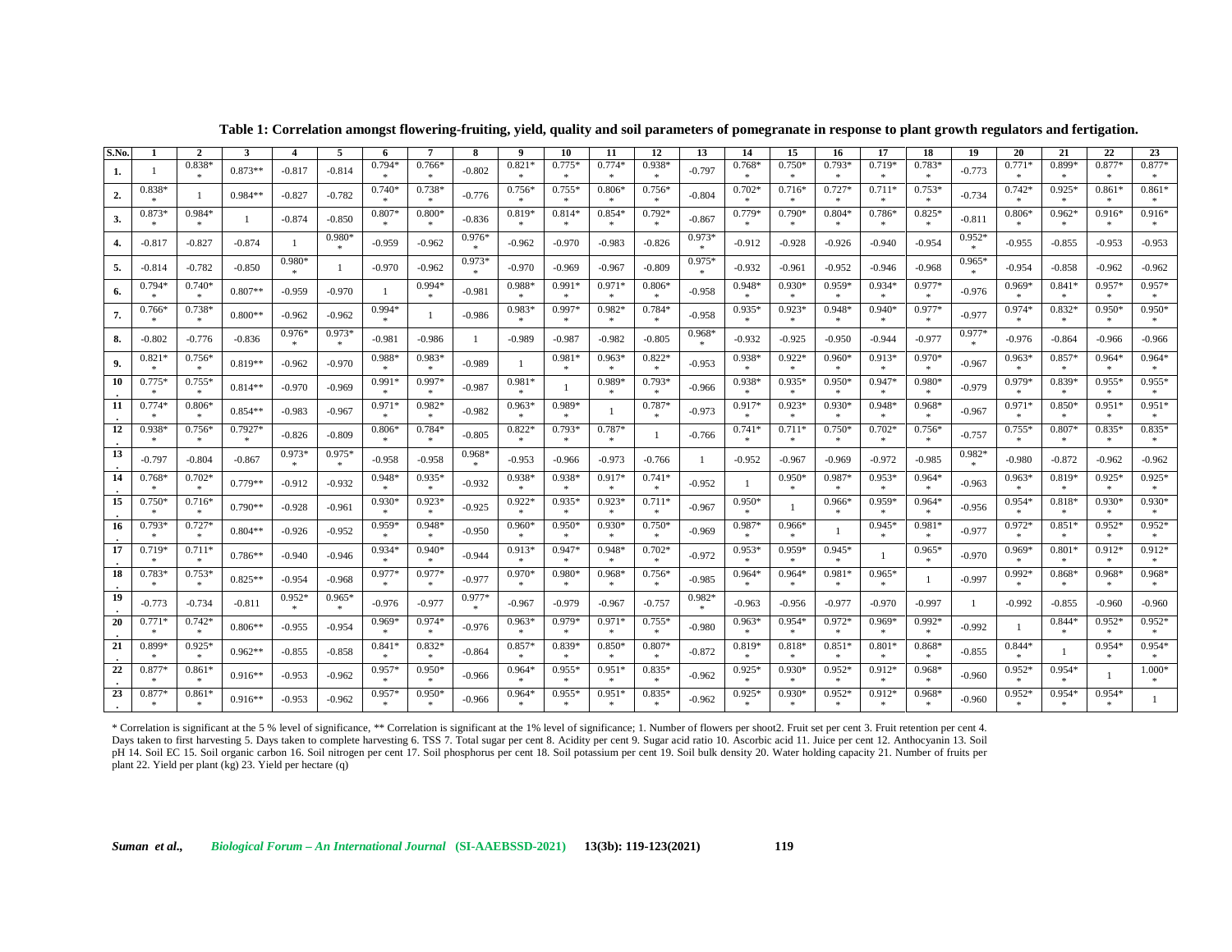**Table 1: Correlation amongst flowering-fruiting, yield, quality and soil parameters of pomegranate in response to plant growth regulators and fertigation.**

| S.No. | 1 | 2 | 3 | 4 | 5 | 6 | 7 | 8 | 9 | 10 | 11 | 12 | 13 | 14 | 15 | 16 | 17 | 18 | 19 | 20 | 21 | 22 | 23 |
|---|---|---|---|---|---|---|---|---|---|---|---|---|---|---|---|---|---|---|---|---|---|---|---|
| 1. | 1 | 0.838** | 0.873** | -0.817 | -0.814 | 0.794** | 0.766** | -0.802 | 0.821** | 0.775** | 0.774** | 0.938** | -0.797 | 0.768** | 0.750** | 0.793** | 0.719** | 0.783** | -0.773 | 0.771** | 0.899** | 0.877** | 0.877** |
| 2. | 0.838** | 1 | 0.984** | -0.827 | -0.782 | 0.740** | 0.738** | -0.776 | 0.756** | 0.755** | 0.806** | 0.756** | -0.804 | 0.702** | 0.716** | 0.727** | 0.711** | 0.753** | -0.734 | 0.742** | 0.925** | 0.861** | 0.861** |
| 3. | 0.873** | 0.984** | 1 | -0.874 | -0.850 | 0.807** | 0.800** | -0.836 | 0.819** | 0.814** | 0.854** | 0.792** | -0.867 | 0.779** | 0.790** | 0.804** | 0.786** | 0.825** | -0.811 | 0.806** | 0.962** | 0.916** | 0.916** |
| 4. | -0.817 | -0.827 | -0.874 | 1 | 0.980** | -0.959 | -0.962 | 0.976** | -0.962 | -0.970 | -0.983 | -0.826 | 0.973** | -0.912 | -0.928 | -0.926 | -0.940 | -0.954 | 0.952** | -0.955 | -0.855 | -0.953 | -0.953 |
| 5. | -0.814 | -0.782 | -0.850 | 0.980** | 1 | -0.970 | -0.962 | 0.973** | -0.970 | -0.969 | -0.967 | -0.809 | 0.975** | -0.932 | -0.961 | -0.952 | -0.946 | -0.968 | 0.965** | -0.954 | -0.858 | -0.962 | -0.962 |
| 6. | 0.794** | 0.740** | 0.807** | -0.959 | -0.970 | 1 | 0.994** | -0.981 | 0.988** | 0.991** | 0.971** | 0.806** | -0.958 | 0.948** | 0.930** | 0.959** | 0.934** | 0.977** | -0.976 | 0.969** | 0.841** | 0.957** | 0.957** |
| 7. | 0.766** | 0.738** | 0.800** | -0.962 | -0.962 | 0.994** | 1 | -0.986 | 0.983** | 0.997** | 0.982** | 0.784** | -0.958 | 0.935** | 0.923** | 0.948** | 0.940** | 0.977** | -0.977 | 0.974** | 0.832** | 0.950** | 0.950** |
| 8. | -0.802 | -0.776 | -0.836 | 0.976** | 0.973** | -0.981 | -0.986 | 1 | -0.989 | -0.987 | -0.982 | -0.805 | 0.968** | -0.932 | -0.925 | -0.950 | -0.944 | -0.977 | 0.977** | -0.976 | -0.864 | -0.966 | -0.966 |
| 9. | 0.821** | 0.756** | 0.819** | -0.962 | -0.970 | 0.988** | 0.983** | -0.989 | 1 | 0.981** | 0.963** | 0.822** | -0.953 | 0.938** | 0.922** | 0.960** | 0.913** | 0.970** | -0.967 | 0.963** | 0.857** | 0.964** | 0.964** |
| 10. | 0.775** | 0.755** | 0.814** | -0.970 | -0.969 | 0.991** | 0.997** | -0.987 | 0.981** | 1 | 0.989** | 0.793** | -0.966 | 0.938** | 0.935** | 0.950** | 0.947** | 0.980** | -0.979 | 0.979** | 0.839** | 0.955** | 0.955** |
| 11. | 0.774** | 0.806** | 0.854** | -0.983 | -0.967 | 0.971** | 0.982** | -0.982 | 0.963** | 0.989** | 1 | 0.787** | -0.973 | 0.917** | 0.923** | 0.930** | 0.948** | 0.968** | -0.967 | 0.971** | 0.850** | 0.951** | 0.951** |
| 12. | 0.938** | 0.756** | 0.7927** | -0.826 | -0.809 | 0.806** | 0.784** | -0.805 | 0.822** | 0.793** | 0.787** | 1 | -0.766 | 0.741** | 0.711** | 0.750** | 0.702** | 0.756** | -0.757 | 0.755** | 0.807** | 0.835** | 0.835** |
| 13. | -0.797 | -0.804 | -0.867 | 0.973** | 0.975** | -0.958 | -0.958 | 0.968** | -0.953 | -0.966 | -0.973 | -0.766 | 1 | -0.952 | -0.967 | -0.969 | -0.972 | -0.985 | 0.982** | -0.980 | -0.872 | -0.962 | -0.962 |
| 14. | 0.768** | 0.702** | 0.779** | -0.912 | -0.932 | 0.948** | 0.935** | -0.932 | 0.938** | 0.938** | 0.917** | 0.741** | -0.952 | 1 | 0.950** | 0.987** | 0.953** | 0.964** | -0.963 | 0.963** | 0.819** | 0.925** | 0.925** |
| 15. | 0.750** | 0.716** | 0.790** | -0.928 | -0.961 | 0.930** | 0.923** | -0.925 | 0.922** | 0.935** | 0.923** | 0.711** | -0.967 | 0.950** | 1 | 0.966** | 0.959** | 0.964** | -0.956 | 0.954** | 0.818** | 0.930** | 0.930** |
| 16. | 0.793** | 0.727** | 0.804** | -0.926 | -0.952 | 0.959** | 0.948** | -0.950 | 0.960** | 0.950** | 0.930** | 0.750** | -0.969 | 0.987** | 0.966** | 1 | 0.945** | 0.981** | -0.977 | 0.972** | 0.851** | 0.952** | 0.952** |
| 17. | 0.719** | 0.711** | 0.786** | -0.940 | -0.946 | 0.934** | 0.940** | -0.944 | 0.913** | 0.947** | 0.948** | 0.702** | -0.972 | 0.953** | 0.959** | 0.945** | 1 | 0.965** | -0.970 | 0.969** | 0.801** | 0.912** | 0.912** |
| 18. | 0.783** | 0.753** | 0.825** | -0.954 | -0.968 | 0.977** | 0.977** | -0.977 | 0.970** | 0.980** | 0.968** | 0.756** | -0.985 | 0.964** | 0.964** | 0.981** | 0.965** | 1 | -0.997 | 0.992** | 0.868** | 0.968** | 0.968** |
| 19. | -0.773 | -0.734 | -0.811 | 0.952** | 0.965** | -0.976 | -0.977 | 0.977** | -0.967 | -0.979 | -0.967 | -0.757 | 0.982** | -0.963 | -0.956 | -0.977 | -0.970 | -0.997 | 1 | -0.992 | -0.855 | -0.960 | -0.960 |
| 20. | 0.771** | 0.742** | 0.806** | -0.955 | -0.954 | 0.969** | 0.974** | -0.976 | 0.963** | 0.979** | 0.971** | 0.755** | -0.980 | 0.963** | 0.954** | 0.972** | 0.969** | 0.992** | -0.992 | 1 | 0.844** | 0.952** | 0.952** |
| 21. | 0.899** | 0.925** | 0.962** | -0.855 | -0.858 | 0.841** | 0.832** | -0.864 | 0.857** | 0.839** | 0.850** | 0.807** | -0.872 | 0.819** | 0.818** | 0.851** | 0.801** | 0.868** | -0.855 | 0.844** | 1 | 0.954** | 0.954** |
| 22. | 0.877** | 0.861** | 0.916** | -0.953 | -0.962 | 0.957** | 0.950** | -0.966 | 0.964** | 0.955** | 0.951** | 0.835** | -0.962 | 0.925** | 0.930** | 0.952** | 0.912** | 0.968** | -0.960 | 0.952** | 0.954** | 1 | 1.000** |
| 23. | 0.877** | 0.861** | 0.916** | -0.953 | -0.962 | 0.957** | 0.950** | -0.966 | 0.964** | 0.955** | 0.951** | 0.835** | -0.962 | 0.925** | 0.930** | 0.952** | 0.912** | 0.968** | -0.960 | 0.952** | 0.954** | 0.954** | 1 |

* Correlation is significant at the 5 % level of significance, ** Correlation is significant at the 1% level of significance; 1. Number of flowers per shoot2. Fruit set per cent 3. Fruit retention per cent 4. Days taken to first harvesting 5. Days taken to complete harvesting 6. TSS 7. Total sugar per cent 8. Acidity per cent 9. Sugar acid ratio 10. Ascorbic acid 11. Juice per cent 12. Anthocyanin 13. Soil pH 14. Soil EC 15. Soil organic carbon 16. Soil nitrogen per cent 17. Soil phosphorus per cent 18. Soil potassium per cent 19. Soil bulk density 20. Water holding capacity 21. Number of fruits per plant 22. Yield per plant (kg) 23. Yield per hectare (q)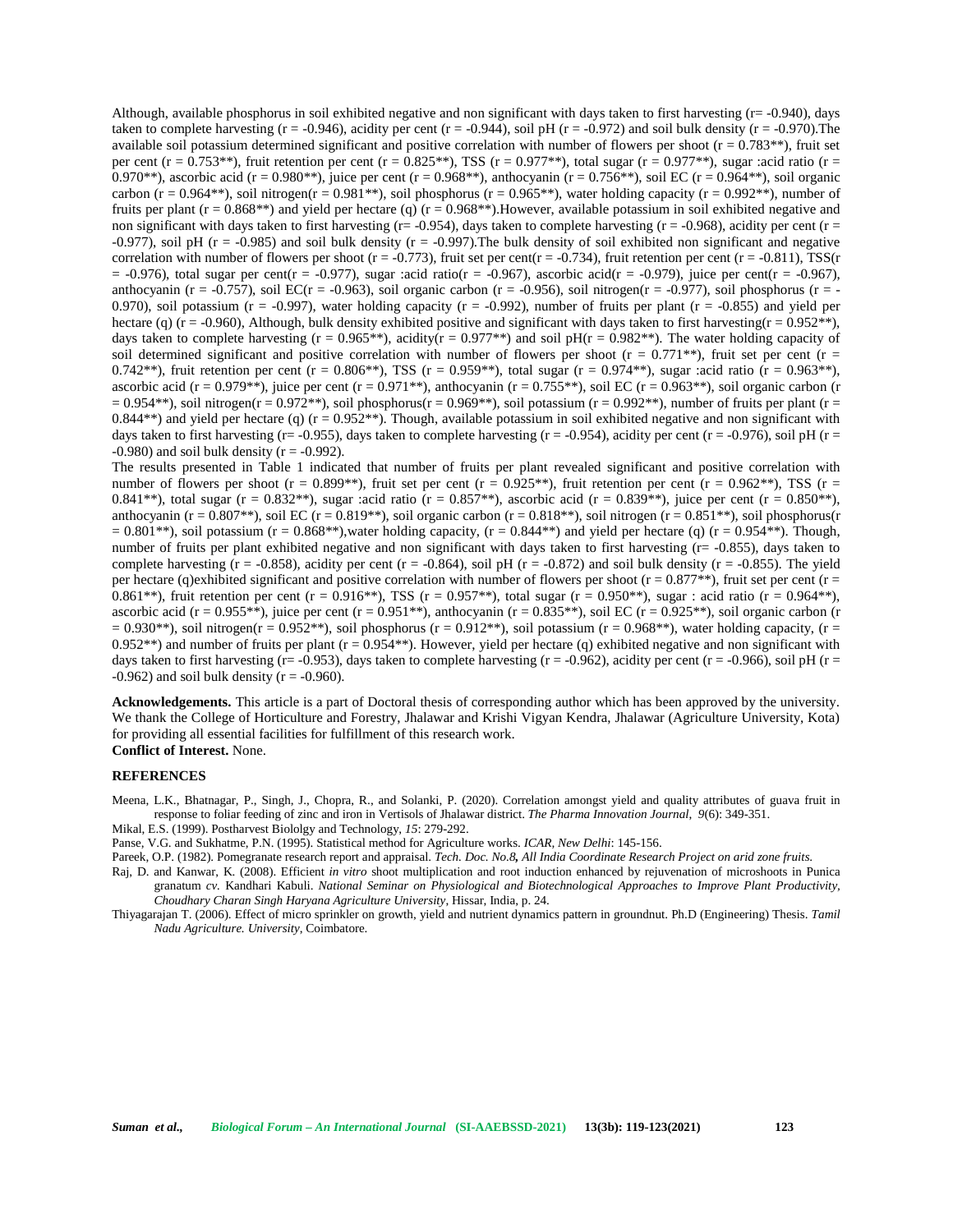Although, available phosphorus in soil exhibited negative and non significant with days taken to first harvesting (r= -0.940), days taken to complete harvesting (r = -0.946), acidity per cent (r = -0.944), soil pH (r = -0.972) and soil bulk density (r = -0.970).The available soil potassium determined significant and positive correlation with number of flowers per shoot (r = 0.783**), fruit set per cent (r = 0.753**), fruit retention per cent (r = 0.825**), TSS (r = 0.977**), total sugar (r = 0.977**), sugar :acid ratio (r = 0.970**), ascorbic acid (r = 0.980**), juice per cent (r = 0.968**), anthocyanin (r = 0.756**), soil EC (r = 0.964**), soil organic carbon (r = 0.964**), soil nitrogen(r = 0.981**), soil phosphorus (r = 0.965**), water holding capacity (r = 0.992**), number of fruits per plant (r = 0.868**) and yield per hectare (q) (r = 0.968**).However, available potassium in soil exhibited negative and non significant with days taken to first harvesting (r= -0.954), days taken to complete harvesting (r = -0.968), acidity per cent (r = -0.977), soil pH (r = -0.985) and soil bulk density (r = -0.997).The bulk density of soil exhibited non significant and negative correlation with number of flowers per shoot (r = -0.773), fruit set per cent(r = -0.734), fruit retention per cent (r = -0.811), TSS(r = -0.976), total sugar per cent(r = -0.977), sugar :acid ratio(r = -0.967), ascorbic acid(r = -0.979), juice per cent(r = -0.967), anthocyanin (r = -0.757), soil EC(r = -0.963), soil organic carbon (r = -0.956), soil nitrogen(r = -0.977), soil phosphorus (r = -0.970), soil potassium (r = -0.997), water holding capacity (r = -0.992), number of fruits per plant (r = -0.855) and yield per hectare (q) (r = -0.960), Although, bulk density exhibited positive and significant with days taken to first harvesting(r = 0.952**), days taken to complete harvesting (r = 0.965**), acidity(r = 0.977**) and soil pH(r = 0.982**). The water holding capacity of soil determined significant and positive correlation with number of flowers per shoot (r = 0.771**), fruit set per cent (r = 0.742**), fruit retention per cent (r = 0.806**), TSS (r = 0.959**), total sugar (r = 0.974**), sugar :acid ratio (r = 0.963**), ascorbic acid (r = 0.979**), juice per cent (r = 0.971**), anthocyanin (r = 0.755**), soil EC (r = 0.963**), soil organic carbon (r = 0.954**), soil nitrogen(r = 0.972**), soil phosphorus(r = 0.969**), soil potassium (r = 0.992**), number of fruits per plant (r = 0.844**) and yield per hectare (q) (r = 0.952**). Though, available potassium in soil exhibited negative and non significant with days taken to first harvesting (r= -0.955), days taken to complete harvesting (r = -0.954), acidity per cent (r = -0.976), soil pH (r = -0.980) and soil bulk density (r = -0.992).

The results presented in Table 1 indicated that number of fruits per plant revealed significant and positive correlation with number of flowers per shoot (r = 0.899**), fruit set per cent (r = 0.925**), fruit retention per cent (r = 0.962**), TSS (r = 0.841**), total sugar (r = 0.832**), sugar :acid ratio (r = 0.857**), ascorbic acid (r = 0.839**), juice per cent (r = 0.850**), anthocyanin (r = 0.807**), soil EC (r = 0.819**), soil organic carbon (r = 0.818**), soil nitrogen (r = 0.851**), soil phosphorus(r = 0.801**), soil potassium (r = 0.868**),water holding capacity, (r = 0.844**) and yield per hectare (q) (r = 0.954**). Though, number of fruits per plant exhibited negative and non significant with days taken to first harvesting (r= -0.855), days taken to complete harvesting (r = -0.858), acidity per cent (r = -0.864), soil pH (r = -0.872) and soil bulk density (r = -0.855). The yield per hectare (q)exhibited significant and positive correlation with number of flowers per shoot (r = 0.877**), fruit set per cent (r = 0.861**), fruit retention per cent (r = 0.916**), TSS (r = 0.957**), total sugar (r = 0.950**), sugar : acid ratio (r = 0.964**), ascorbic acid (r = 0.955**), juice per cent (r = 0.951**), anthocyanin (r = 0.835**), soil EC (r = 0.925**), soil organic carbon (r = 0.930**), soil nitrogen(r = 0.952**), soil phosphorus (r = 0.912**), soil potassium (r = 0.968**), water holding capacity, (r = 0.952**) and number of fruits per plant (r = 0.954**). However, yield per hectare (q) exhibited negative and non significant with days taken to first harvesting (r= -0.953), days taken to complete harvesting (r = -0.962), acidity per cent (r = -0.966), soil pH (r = -0.962) and soil bulk density (r = -0.960).

**Acknowledgements.** This article is a part of Doctoral thesis of corresponding author which has been approved by the university. We thank the College of Horticulture and Forestry, Jhalawar and Krishi Vigyan Kendra, Jhalawar (Agriculture University, Kota) for providing all essential facilities for fulfillment of this research work.

**Conflict of Interest.** None.

## REFERENCES

Meena, L.K., Bhatnagar, P., Singh, J., Chopra, R., and Solanki, P. (2020). Correlation amongst yield and quality attributes of guava fruit in response to foliar feeding of zinc and iron in Vertisols of Jhalawar district. *The Pharma Innovation Journal*, *9*(6): 349-351.

Mikal, E.S. (1999). Postharvest Biololgy and Technology, *15*: 279-292.

Panse, V.G. and Sukhatme, P.N. (1995). Statistical method for Agriculture works. *ICAR, New Delhi*: 145-156.

Pareek, O.P. (1982). Pomegranate research report and appraisal. *Tech. Doc. No.8, All India Coordinate Research Project on arid zone fruits.*

Raj, D. and Kanwar, K. (2008). Efficient *in vitro* shoot multiplication and root induction enhanced by rejuvenation of microshoots in Punica granatum *cv.* Kandhari Kabuli. *National Seminar on Physiological and Biotechnological Approaches to Improve Plant Productivity, Choudhary Charan Singh Haryana Agriculture University*, Hissar, India, p. 24.

Thiyagarajan T. (2006). Effect of micro sprinkler on growth, yield and nutrient dynamics pattern in groundnut. Ph.D (Engineering) Thesis. *Tamil Nadu Agriculture. University*, Coimbatore.